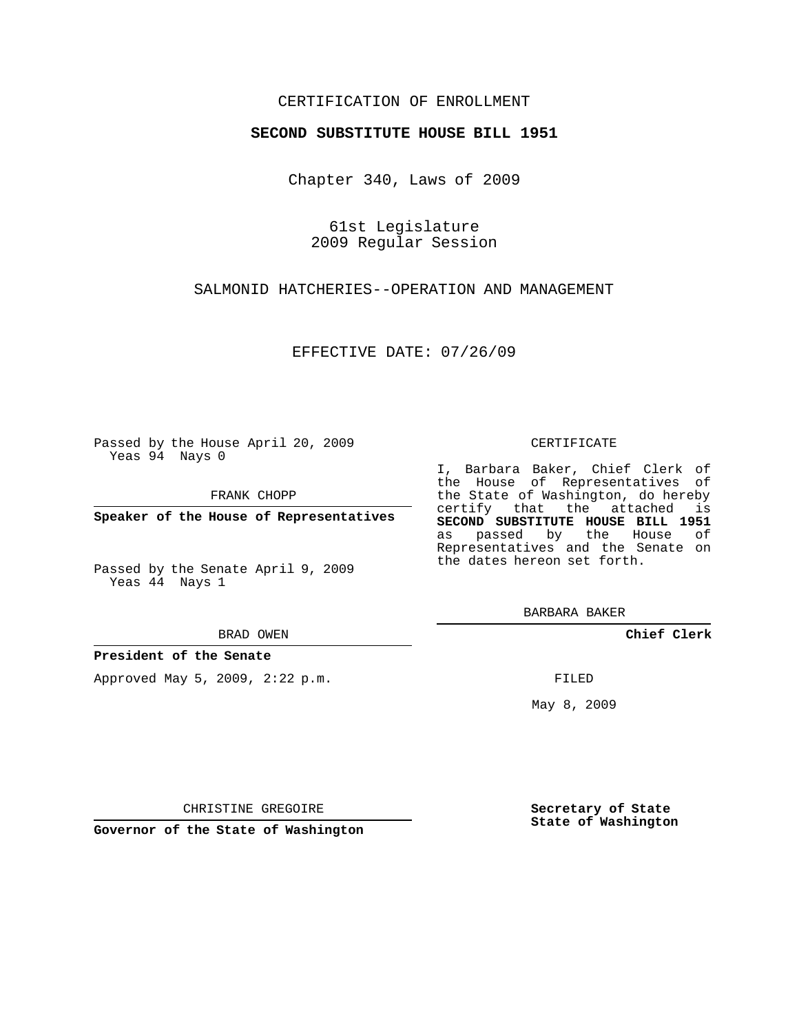CERTIFICATION OF ENROLLMENT

**SECOND SUBSTITUTE HOUSE BILL 1951**

Chapter 340, Laws of 2009

61st Legislature
2009 Regular Session

SALMONID HATCHERIES--OPERATION AND MANAGEMENT

EFFECTIVE DATE: 07/26/09

Passed by the House April 20, 2009
Yeas 94 Nays 0

FRANK CHOPP

**Speaker of the House of Representatives**

Passed by the Senate April 9, 2009
Yeas 44 Nays 1

BRAD OWEN

**President of the Senate**

Approved May 5, 2009, 2:22 p.m.

CHRISTINE GREGOIRE

**Governor of the State of Washington**

CERTIFICATE

I, Barbara Baker, Chief Clerk of the House of Representatives of the State of Washington, do hereby certify that the attached is **SECOND SUBSTITUTE HOUSE BILL 1951** as passed by the House of Representatives and the Senate on the dates hereon set forth.

BARBARA BAKER

**Chief Clerk**

FILED

May 8, 2009

**Secretary of State**
**State of Washington**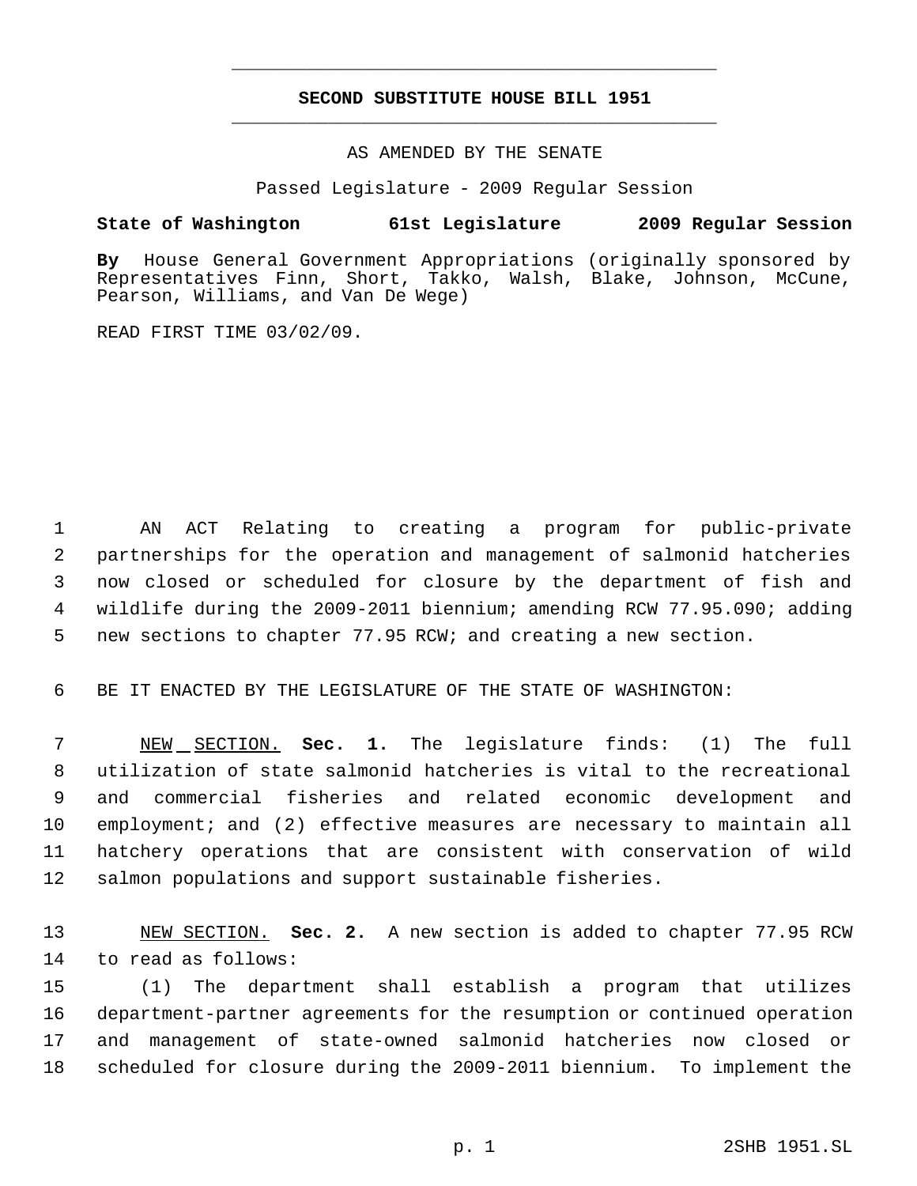# SECOND SUBSTITUTE HOUSE BILL 1951

AS AMENDED BY THE SENATE

Passed Legislature - 2009 Regular Session

**State of Washington 61st Legislature 2009 Regular Session**

**By** House General Government Appropriations (originally sponsored by Representatives Finn, Short, Takko, Walsh, Blake, Johnson, McCune, Pearson, Williams, and Van De Wege)

READ FIRST TIME 03/02/09.

AN ACT Relating to creating a program for public-private partnerships for the operation and management of salmonid hatcheries now closed or scheduled for closure by the department of fish and wildlife during the 2009-2011 biennium; amending RCW 77.95.090; adding new sections to chapter 77.95 RCW; and creating a new section.

BE IT ENACTED BY THE LEGISLATURE OF THE STATE OF WASHINGTON:

NEW SECTION. **Sec. 1.** The legislature finds: (1) The full utilization of state salmonid hatcheries is vital to the recreational and commercial fisheries and related economic development and employment; and (2) effective measures are necessary to maintain all hatchery operations that are consistent with conservation of wild salmon populations and support sustainable fisheries.

NEW SECTION. **Sec. 2.** A new section is added to chapter 77.95 RCW to read as follows:

(1) The department shall establish a program that utilizes department-partner agreements for the resumption or continued operation and management of state-owned salmonid hatcheries now closed or scheduled for closure during the 2009-2011 biennium. To implement the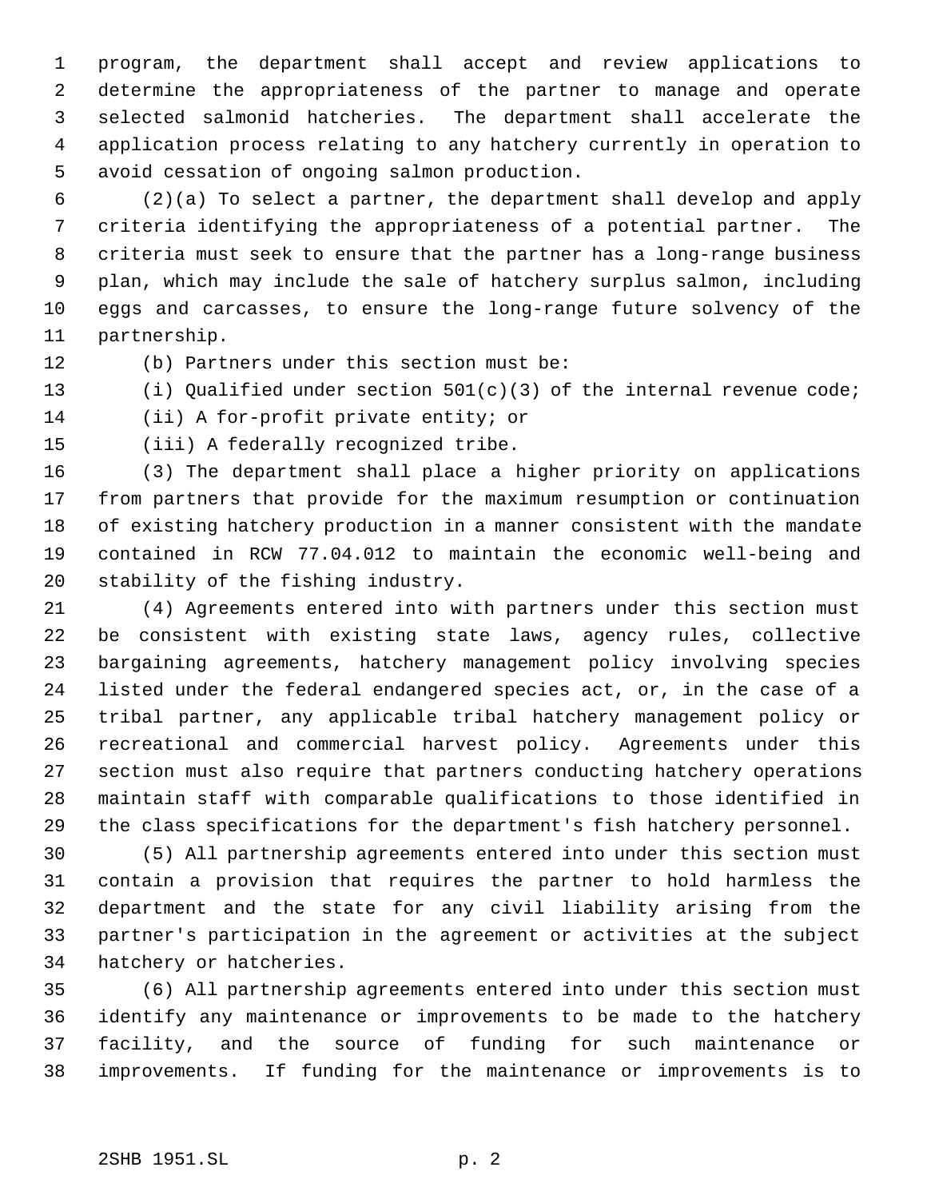program, the department shall accept and review applications to determine the appropriateness of the partner to manage and operate selected salmonid hatcheries. The department shall accelerate the application process relating to any hatchery currently in operation to avoid cessation of ongoing salmon production.

(2)(a) To select a partner, the department shall develop and apply criteria identifying the appropriateness of a potential partner. The criteria must seek to ensure that the partner has a long-range business plan, which may include the sale of hatchery surplus salmon, including eggs and carcasses, to ensure the long-range future solvency of the partnership.

(b) Partners under this section must be:

(i) Qualified under section 501(c)(3) of the internal revenue code;

(ii) A for-profit private entity; or

(iii) A federally recognized tribe.

(3) The department shall place a higher priority on applications from partners that provide for the maximum resumption or continuation of existing hatchery production in a manner consistent with the mandate contained in RCW 77.04.012 to maintain the economic well-being and stability of the fishing industry.

(4) Agreements entered into with partners under this section must be consistent with existing state laws, agency rules, collective bargaining agreements, hatchery management policy involving species listed under the federal endangered species act, or, in the case of a tribal partner, any applicable tribal hatchery management policy or recreational and commercial harvest policy. Agreements under this section must also require that partners conducting hatchery operations maintain staff with comparable qualifications to those identified in the class specifications for the department's fish hatchery personnel.

(5) All partnership agreements entered into under this section must contain a provision that requires the partner to hold harmless the department and the state for any civil liability arising from the partner's participation in the agreement or activities at the subject hatchery or hatcheries.

(6) All partnership agreements entered into under this section must identify any maintenance or improvements to be made to the hatchery facility, and the source of funding for such maintenance or improvements. If funding for the maintenance or improvements is to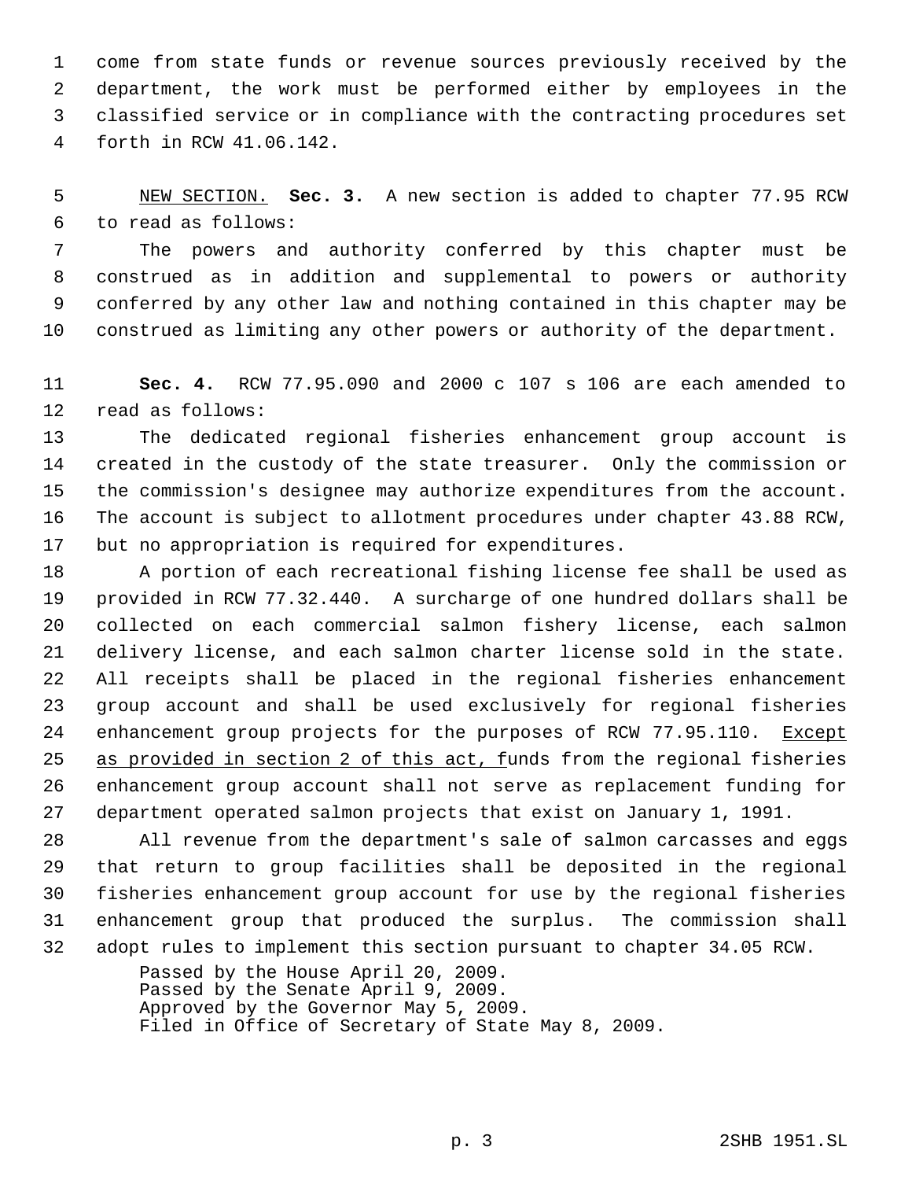come from state funds or revenue sources previously received by the department, the work must be performed either by employees in the classified service or in compliance with the contracting procedures set forth in RCW 41.06.142.

NEW SECTION. **Sec. 3.** A new section is added to chapter 77.95 RCW to read as follows:

The powers and authority conferred by this chapter must be construed as in addition and supplemental to powers or authority conferred by any other law and nothing contained in this chapter may be construed as limiting any other powers or authority of the department.

**Sec. 4.** RCW 77.95.090 and 2000 c 107 s 106 are each amended to read as follows:

The dedicated regional fisheries enhancement group account is created in the custody of the state treasurer. Only the commission or the commission's designee may authorize expenditures from the account. The account is subject to allotment procedures under chapter 43.88 RCW, but no appropriation is required for expenditures.

A portion of each recreational fishing license fee shall be used as provided in RCW 77.32.440. A surcharge of one hundred dollars shall be collected on each commercial salmon fishery license, each salmon delivery license, and each salmon charter license sold in the state. All receipts shall be placed in the regional fisheries enhancement group account and shall be used exclusively for regional fisheries enhancement group projects for the purposes of RCW 77.95.110. Except as provided in section 2 of this act, funds from the regional fisheries enhancement group account shall not serve as replacement funding for department operated salmon projects that exist on January 1, 1991.

All revenue from the department's sale of salmon carcasses and eggs that return to group facilities shall be deposited in the regional fisheries enhancement group account for use by the regional fisheries enhancement group that produced the surplus. The commission shall adopt rules to implement this section pursuant to chapter 34.05 RCW.

Passed by the House April 20, 2009.
Passed by the Senate April 9, 2009.
Approved by the Governor May 5, 2009.
Filed in Office of Secretary of State May 8, 2009.